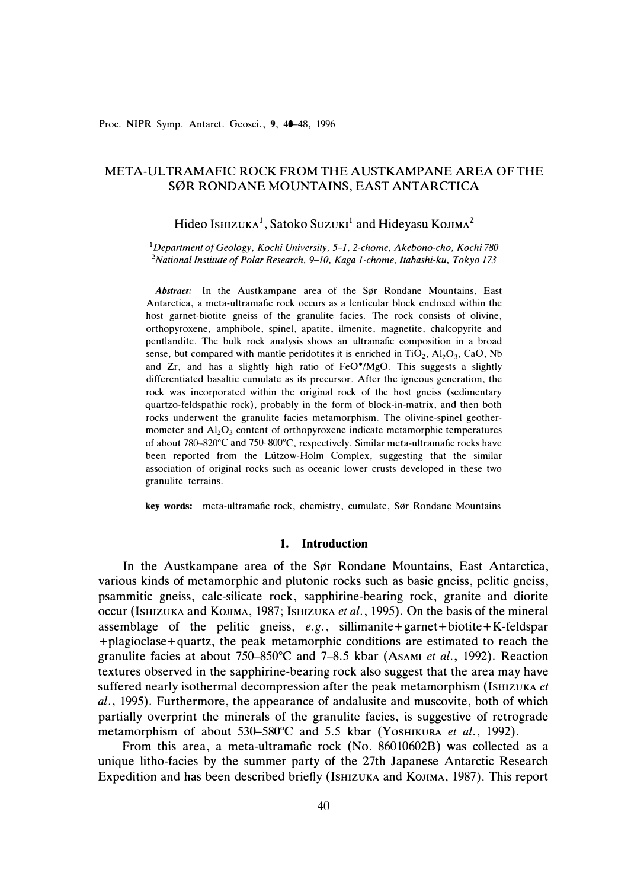# META-ULTRAMAFIC ROCK FROM THE AUSTKAMPANE AREA OF THE SØR RONDANE MOUNTAINS, EAST ANTARCTICA

Hideo ISHIZUKA[1], Satoko SUZUKI[1] and Hideyasu KOJIMA[2]

[1]*Department of Geology, Kochi University, 5-1, 2-chome, Akebono-cho, Kochi 780*
[2]*National Institute of Polar Research, 9-10, Kaga 1-chome, Itabashi-ku, Tokyo 173*

***Abstract:*** In the Austkampane area of the Sør Rondane Mountains, East Antarctica, a meta-ultramafic rock occurs as a lenticular block enclosed within the host garnet-biotite gneiss of the granulite facies. The rock consists of olivine, orthopyroxene, amphibole, spinel, apatite, ilmenite, magnetite, chalcopyrite and pentlandite. The bulk rock analysis shows an ultramafic composition in a broad sense, but compared with mantle peridotites it is enriched in $TiO_2$, $Al_2O_3$, CaO, Nb and Zr, and has a slightly high ratio of FeO*/MgO. This suggests a slightly differentiated basaltic cumulate as its precursor. After the igneous generation, the rock was incorporated within the original rock of the host gneiss (sedimentary quartzo-feldspathic rock), probably in the form of block-in-matrix, and then both rocks underwent the granulite facies metamorphism. The olivine-spinel geothermometer and $Al_2O_3$ content of orthopyroxene indicate metamorphic temperatures of about 780–820°C and 750–800°C, respectively. Similar meta-ultramafic rocks have been reported from the Lützow-Holm Complex, suggesting that the similar association of original rocks such as oceanic lower crusts developed in these two granulite terrains.

**key words:** meta-ultramafic rock, chemistry, cumulate, Sør Rondane Mountains

## 1. Introduction

In the Austkampane area of the Sør Rondane Mountains, East Antarctica, various kinds of metamorphic and plutonic rocks such as basic gneiss, pelitic gneiss, psammitic gneiss, calc-silicate rock, sapphirine-bearing rock, granite and diorite occur (ISHIZUKA and KOJIMA, 1987; ISHIZUKA *et al.*, 1995). On the basis of the mineral assemblage of the pelitic gneiss, *e.g.*, sillimanite+garnet+biotite+K-feldspar +plagioclase+quartz, the peak metamorphic conditions are estimated to reach the granulite facies at about 750–850°C and 7–8.5 kbar (ASAMI *et al.*, 1992). Reaction textures observed in the sapphirine-bearing rock also suggest that the area may have suffered nearly isothermal decompression after the peak metamorphism (ISHIZUKA *et al.*, 1995). Furthermore, the appearance of andalusite and muscovite, both of which partially overprint the minerals of the granulite facies, is suggestive of retrograde metamorphism of about 530–580°C and 5.5 kbar (YOSHIKURA *et al.*, 1992).

From this area, a meta-ultramafic rock (No. 86010602B) was collected as a unique litho-facies by the summer party of the 27th Japanese Antarctic Research Expedition and has been described briefly (ISHIZUKA and KOJIMA, 1987). This report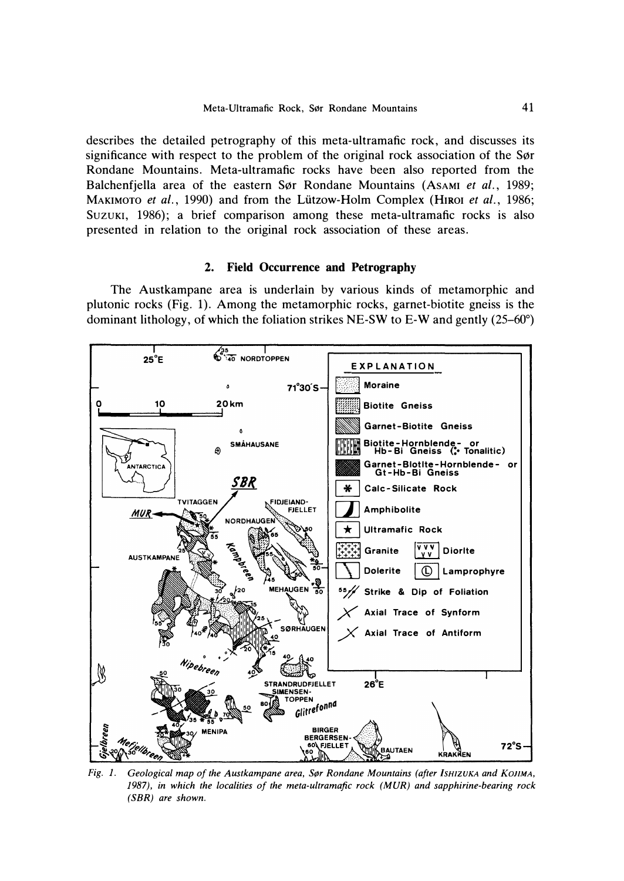describes the detailed petrography of this meta-ultramafic rock, and discusses its significance with respect to the problem of the original rock association of the Sør Rondane Mountains. Meta-ultramafic rocks have been also reported from the Balchenfjella area of the eastern Sør Rondane Mountains (ASAMI *et al.*, 1989; MAKIMOTO *et al.*, 1990) and from the Lützow-Holm Complex (HIROI *et al.*, 1986; SUZUKI, 1986); a brief comparison among these meta-ultramafic rocks is also presented in relation to the original rock association of these areas.

## 2. Field Occurrence and Petrography

The Austkampane area is underlain by various kinds of metamorphic and plutonic rocks (Fig. 1). Among the metamorphic rocks, garnet-biotite gneiss is the dominant lithology, of which the foliation strikes NE-SW to E-W and gently (25–60°)

*Fig. 1. Geological map of the Austkampane area, Sør Rondane Mountains (after ISHIZUKA and KOJIMA, 1987), in which the localities of the meta-ultramafic rock (MUR) and sapphirine-bearing rock (SBR) are shown.*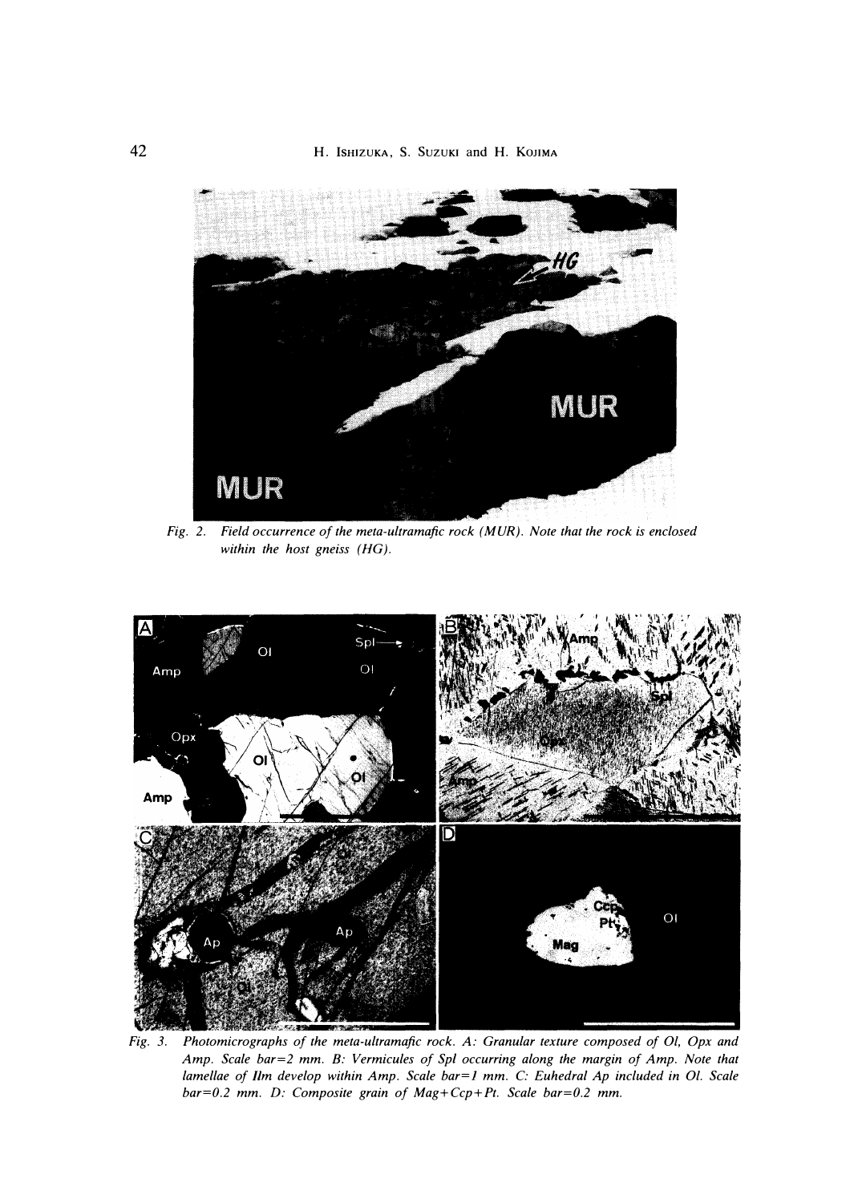Fig. 2. Field occurrence of the meta-ultramafic rock (MUR). Note that the rock is enclosed within the host gneiss (HG).

Fig. 3. Photomicrographs of the meta-ultramafic rock. A: Granular texture composed of Ol, Opx and Amp. Scale bar=2 mm. B: Vermicules of Spl occurring along the margin of Amp. Note that lamellae of Ilm develop within Amp. Scale bar=1 mm. C: Euhedral Ap included in Ol. Scale bar=0.2 mm. D: Composite grain of Mag+Ccp+Pt. Scale bar=0.2 mm.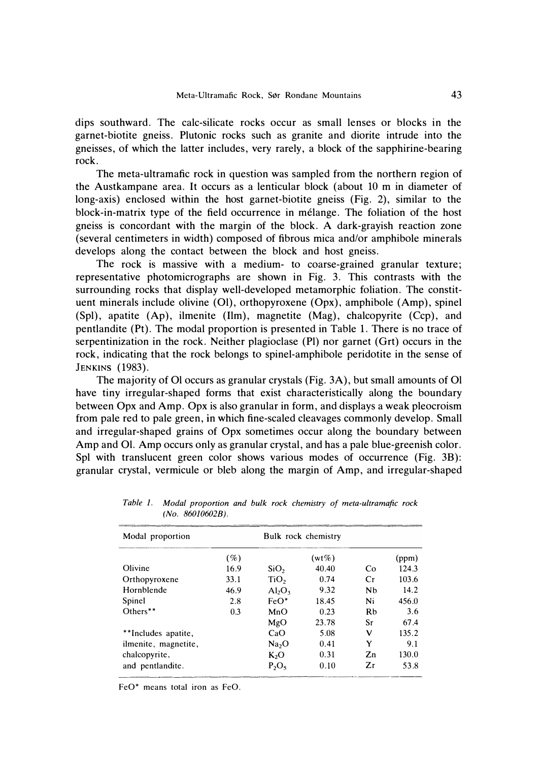dips southward. The calc-silicate rocks occur as small lenses or blocks in the garnet-biotite gneiss. Plutonic rocks such as granite and diorite intrude into the gneisses, of which the latter includes, very rarely, a block of the sapphirine-bearing rock.

The meta-ultramafic rock in question was sampled from the northern region of the Austkampane area. It occurs as a lenticular block (about 10 m in diameter of long-axis) enclosed within the host garnet-biotite gneiss (Fig. 2), similar to the block-in-matrix type of the field occurrence in mélange. The foliation of the host gneiss is concordant with the margin of the block. A dark-grayish reaction zone (several centimeters in width) composed of fibrous mica and/or amphibole minerals develops along the contact between the block and host gneiss.

The rock is massive with a medium- to coarse-grained granular texture; representative photomicrographs are shown in Fig. 3. This contrasts with the surrounding rocks that display well-developed metamorphic foliation. The constituent minerals include olivine (Ol), orthopyroxene (Opx), amphibole (Amp), spinel (Spl), apatite (Ap), ilmenite (Ilm), magnetite (Mag), chalcopyrite (Ccp), and pentlandite (Pt). The modal proportion is presented in Table 1. There is no trace of serpentinization in the rock. Neither plagioclase (Pl) nor garnet (Grt) occurs in the rock, indicating that the rock belongs to spinel-amphibole peridotite in the sense of JENKINS (1983).

The majority of Ol occurs as granular crystals (Fig. 3A), but small amounts of Ol have tiny irregular-shaped forms that exist characteristically along the boundary between Opx and Amp. Opx is also granular in form, and displays a weak pleocroism from pale red to pale green, in which fine-scaled cleavages commonly develop. Small and irregular-shaped grains of Opx sometimes occur along the boundary between Amp and Ol. Amp occurs only as granular crystal, and has a pale blue-greenish color. Spl with translucent green color shows various modes of occurrence (Fig. 3B): granular crystal, vermicule or bleb along the margin of Amp, and irregular-shaped

*Table 1. Modal proportion and bulk rock chemistry of meta-ultramafic rock (No. 86010602B).*

| Modal proportion | | Bulk rock chemistry | | | |
|---|---|---|---|---|---|
| | (%) | | (wt%) | | (ppm) |
| Olivine | 16.9 | $SiO_2$ | 40.40 | Co | 124.3 |
| Orthopyroxene | 33.1 | $TiO_2$ | 0.74 | Cr | 103.6 |
| Hornblende | 46.9 | $Al_2O_3$ | 9.32 | Nb | 14.2 |
| Spinel | 2.8 | FeO* | 18.45 | Ni | 456.0 |
| Others** | 0.3 | MnO | 0.23 | Rb | 3.6 |
| | | MgO | 23.78 | Sr | 67.4 |
| **Includes apatite, | | CaO | 5.08 | V | 135.2 |
| ilmenite, magnetite, | | $Na_2O$ | 0.41 | Y | 9.1 |
| chalcopyrite, | | $K_2O$ | 0.31 | Zn | 130.0 |
| and pentlandite. | | $P_2O_5$ | 0.10 | Zr | 53.8 |

FeO* means total iron as FeO.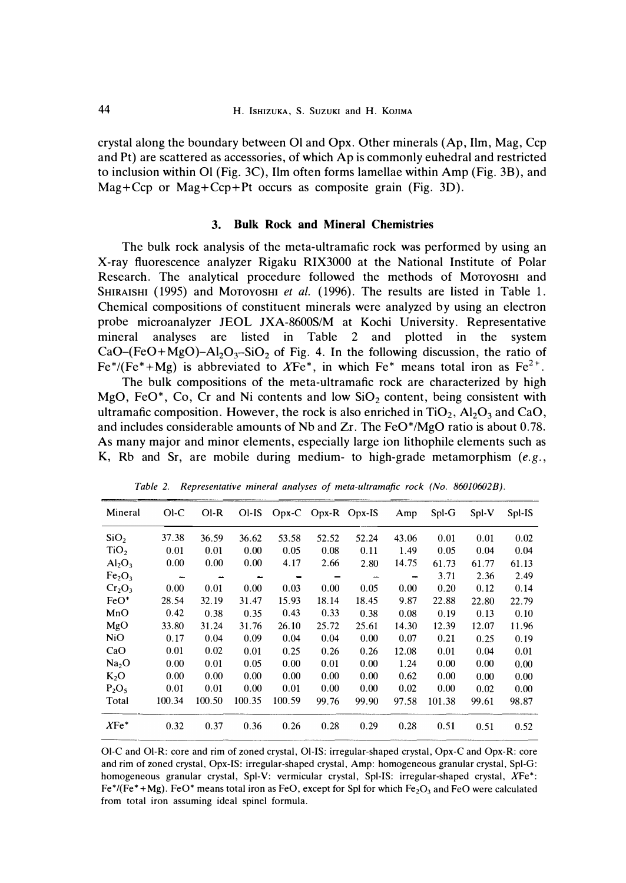crystal along the boundary between Ol and Opx. Other minerals (Ap, Ilm, Mag, Ccp and Pt) are scattered as accessories, of which Ap is commonly euhedral and restricted to inclusion within Ol (Fig. 3C), Ilm often forms lamellae within Amp (Fig. 3B), and Mag+Ccp or Mag+Ccp+Pt occurs as composite grain (Fig. 3D).

## 3. Bulk Rock and Mineral Chemistries

The bulk rock analysis of the meta-ultramafic rock was performed by using an X-ray fluorescence analyzer Rigaku RIX3000 at the National Institute of Polar Research. The analytical procedure followed the methods of Motoyoshi and Shiraishi (1995) and Motoyoshi *et al.* (1996). The results are listed in Table 1. Chemical compositions of constituent minerals were analyzed by using an electron probe microanalyzer JEOL JXA-8600S/M at Kochi University. Representative mineral analyses are listed in Table 2 and plotted in the system CaO–(FeO+MgO)–$Al_2O_3$–$SiO_2$ of Fig. 4. In the following discussion, the ratio of Fe*/(Fe*+Mg) is abbreviated to *X*Fe*, in which Fe* means total iron as $Fe^{2+}$.

The bulk compositions of the meta-ultramafic rock are characterized by high MgO, FeO*, Co, Cr and Ni contents and low $SiO_2$ content, being consistent with ultramafic composition. However, the rock is also enriched in $TiO_2$, $Al_2O_3$ and CaO, and includes considerable amounts of Nb and Zr. The FeO*/MgO ratio is about 0.78. As many major and minor elements, especially large ion lithophile elements such as K, Rb and Sr, are mobile during medium- to high-grade metamorphism (*e.g.*,

*Table 2. Representative mineral analyses of meta-ultramafic rock (No. 86010602B).*

| Mineral | Ol-C | Ol-R | Ol-IS | Opx-C | Opx-R | Opx-IS | Amp | Spl-G | Spl-V | Spl-IS |
|---|---|---|---|---|---|---|---|---|---|---|
| $SiO_2$ | 37.38 | 36.59 | 36.62 | 53.58 | 52.52 | 52.24 | 43.06 | 0.01 | 0.01 | 0.02 |
| $TiO_2$ | 0.01 | 0.01 | 0.00 | 0.05 | 0.08 | 0.11 | 1.49 | 0.05 | 0.04 | 0.04 |
| $Al_2O_3$ | 0.00 | 0.00 | 0.00 | 4.17 | 2.66 | 2.80 | 14.75 | 61.73 | 61.77 | 61.13 |
| $Fe_2O_3$ | – | – | – | – | – | – | – | 3.71 | 2.36 | 2.49 |
| $Cr_2O_3$ | 0.00 | 0.01 | 0.00 | 0.03 | 0.00 | 0.05 | 0.00 | 0.20 | 0.12 | 0.14 |
| FeO* | 28.54 | 32.19 | 31.47 | 15.93 | 18.14 | 18.45 | 9.87 | 22.88 | 22.80 | 22.79 |
| MnO | 0.42 | 0.38 | 0.35 | 0.43 | 0.33 | 0.38 | 0.08 | 0.19 | 0.13 | 0.10 |
| MgO | 33.80 | 31.24 | 31.76 | 26.10 | 25.72 | 25.61 | 14.30 | 12.39 | 12.07 | 11.96 |
| NiO | 0.17 | 0.04 | 0.09 | 0.04 | 0.04 | 0.00 | 0.07 | 0.21 | 0.25 | 0.19 |
| CaO | 0.01 | 0.02 | 0.01 | 0.25 | 0.26 | 0.26 | 12.08 | 0.01 | 0.04 | 0.01 |
| $Na_2O$ | 0.00 | 0.01 | 0.05 | 0.00 | 0.01 | 0.00 | 1.24 | 0.00 | 0.00 | 0.00 |
| $K_2O$ | 0.00 | 0.00 | 0.00 | 0.00 | 0.00 | 0.00 | 0.62 | 0.00 | 0.00 | 0.00 |
| $P_2O_5$ | 0.01 | 0.01 | 0.00 | 0.01 | 0.00 | 0.00 | 0.02 | 0.00 | 0.02 | 0.00 |
| Total | 100.34 | 100.50 | 100.35 | 100.59 | 99.76 | 99.90 | 97.58 | 101.38 | 99.61 | 98.87 |
| *X*Fe* | 0.32 | 0.37 | 0.36 | 0.26 | 0.28 | 0.29 | 0.28 | 0.51 | 0.51 | 0.52 |

Ol-C and Ol-R: core and rim of zoned crystal, Ol-IS: irregular-shaped crystal, Opx-C and Opx-R: core and rim of zoned crystal, Opx-IS: irregular-shaped crystal, Amp: homogeneous granular crystal, Spl-G: homogeneous granular crystal, Spl-V: vermicular crystal, Spl-IS: irregular-shaped crystal, *X*Fe*: Fe*/(Fe*+Mg). FeO* means total iron as FeO, except for Spl for which $Fe_2O_3$ and FeO were calculated from total iron assuming ideal spinel formula.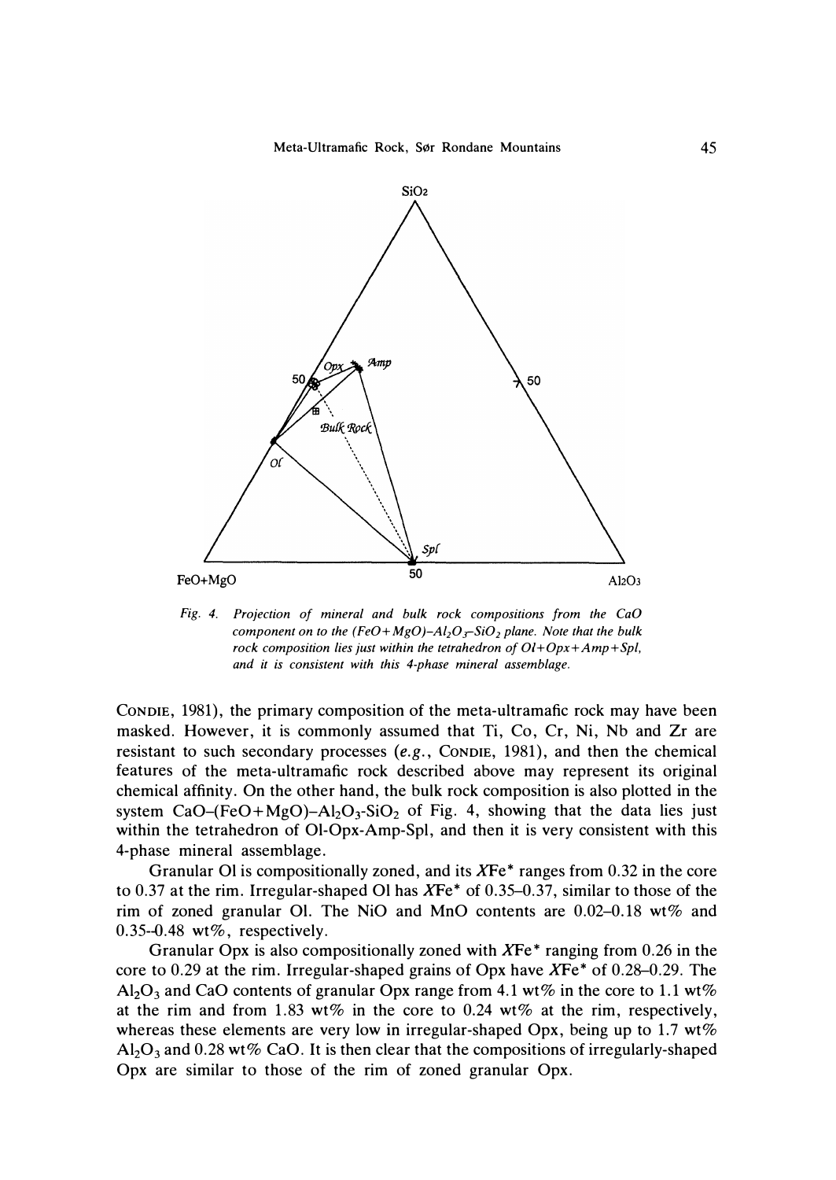*Fig. 4. Projection of mineral and bulk rock compositions from the CaO component on to the (FeO+MgO)–$Al_2O_3$–$SiO_2$ plane. Note that the bulk rock composition lies just within the tetrahedron of Ol+Opx+Amp+Spl, and it is consistent with this 4-phase mineral assemblage.*

CONDIE, 1981), the primary composition of the meta-ultramafic rock may have been masked. However, it is commonly assumed that Ti, Co, Cr, Ni, Nb and Zr are resistant to such secondary processes (*e.g.*, CONDIE, 1981), and then the chemical features of the meta-ultramafic rock described above may represent its original chemical affinity. On the other hand, the bulk rock composition is also plotted in the system CaO–(FeO+MgO)–$Al_2O_3$–$SiO_2$ of Fig. 4, showing that the data lies just within the tetrahedron of Ol-Opx-Amp-Spl, and then it is very consistent with this 4-phase mineral assemblage.

Granular Ol is compositionally zoned, and its $X$Fe* ranges from 0.32 in the core to 0.37 at the rim. Irregular-shaped Ol has $X$Fe* of 0.35–0.37, similar to those of the rim of zoned granular Ol. The NiO and MnO contents are 0.02–0.18 wt% and 0.35–0.48 wt%, respectively.

Granular Opx is also compositionally zoned with $X$Fe* ranging from 0.26 in the core to 0.29 at the rim. Irregular-shaped grains of Opx have $X$Fe* of 0.28–0.29. The $Al_2O_3$ and CaO contents of granular Opx range from 4.1 wt% in the core to 1.1 wt% at the rim and from 1.83 wt% in the core to 0.24 wt% at the rim, respectively, whereas these elements are very low in irregular-shaped Opx, being up to 1.7 wt% $Al_2O_3$ and 0.28 wt% CaO. It is then clear that the compositions of irregularly-shaped Opx are similar to those of the rim of zoned granular Opx.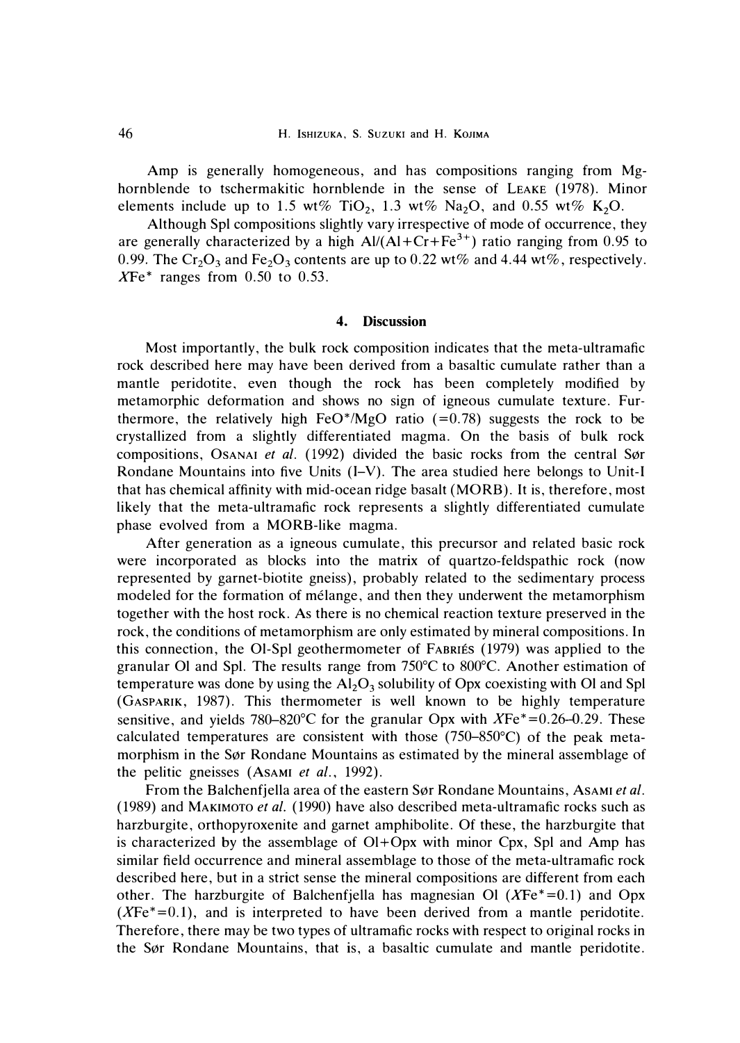Amp is generally homogeneous, and has compositions ranging from Mg-hornblende to tschermakitic hornblende in the sense of LEAKE (1978). Minor elements include up to 1.5 wt% $TiO_2$, 1.3 wt% $Na_2O$, and 0.55 wt% $K_2O$.

Although Spl compositions slightly vary irrespective of mode of occurrence, they are generally characterized by a high $Al/(Al+Cr+Fe^{3+})$ ratio ranging from 0.95 to 0.99. The $Cr_2O_3$ and $Fe_2O_3$ contents are up to 0.22 wt% and 4.44 wt%, respectively. $X$Fe* ranges from 0.50 to 0.53.

## 4. Discussion

Most importantly, the bulk rock composition indicates that the meta-ultramafic rock described here may have been derived from a basaltic cumulate rather than a mantle peridotite, even though the rock has been completely modified by metamorphic deformation and shows no sign of igneous cumulate texture. Furthermore, the relatively high FeO*/MgO ratio (=0.78) suggests the rock to be crystallized from a slightly differentiated magma. On the basis of bulk rock compositions, OSANAI *et al.* (1992) divided the basic rocks from the central Sør Rondane Mountains into five Units (I–V). The area studied here belongs to Unit-I that has chemical affinity with mid-ocean ridge basalt (MORB). It is, therefore, most likely that the meta-ultramafic rock represents a slightly differentiated cumulate phase evolved from a MORB-like magma.

After generation as a igneous cumulate, this precursor and related basic rock were incorporated as blocks into the matrix of quartzo-feldspathic rock (now represented by garnet-biotite gneiss), probably related to the sedimentary process modeled for the formation of mélange, and then they underwent the metamorphism together with the host rock. As there is no chemical reaction texture preserved in the rock, the conditions of metamorphism are only estimated by mineral compositions. In this connection, the Ol-Spl geothermometer of FABRIÈS (1979) was applied to the granular Ol and Spl. The results range from 750°C to 800°C. Another estimation of temperature was done by using the $Al_2O_3$ solubility of Opx coexisting with Ol and Spl (GASPARIK, 1987). This thermometer is well known to be highly temperature sensitive, and yields 780–820°C for the granular Opx with $X$Fe*=0.26–0.29. These calculated temperatures are consistent with those (750–850°C) of the peak metamorphism in the Sør Rondane Mountains as estimated by the mineral assemblage of the pelitic gneisses (ASAMI *et al.*, 1992).

From the Balchenfjella area of the eastern Sør Rondane Mountains, ASAMI *et al.* (1989) and MAKIMOTO *et al.* (1990) have also described meta-ultramafic rocks such as harzburgite, orthopyroxenite and garnet amphibolite. Of these, the harzburgite that is characterized by the assemblage of Ol+Opx with minor Cpx, Spl and Amp has similar field occurrence and mineral assemblage to those of the meta-ultramafic rock described here, but in a strict sense the mineral compositions are different from each other. The harzburgite of Balchenfjella has magnesian Ol ($X$Fe*=0.1) and Opx ($X$Fe*=0.1), and is interpreted to have been derived from a mantle peridotite. Therefore, there may be two types of ultramafic rocks with respect to original rocks in the Sør Rondane Mountains, that is, a basaltic cumulate and mantle peridotite.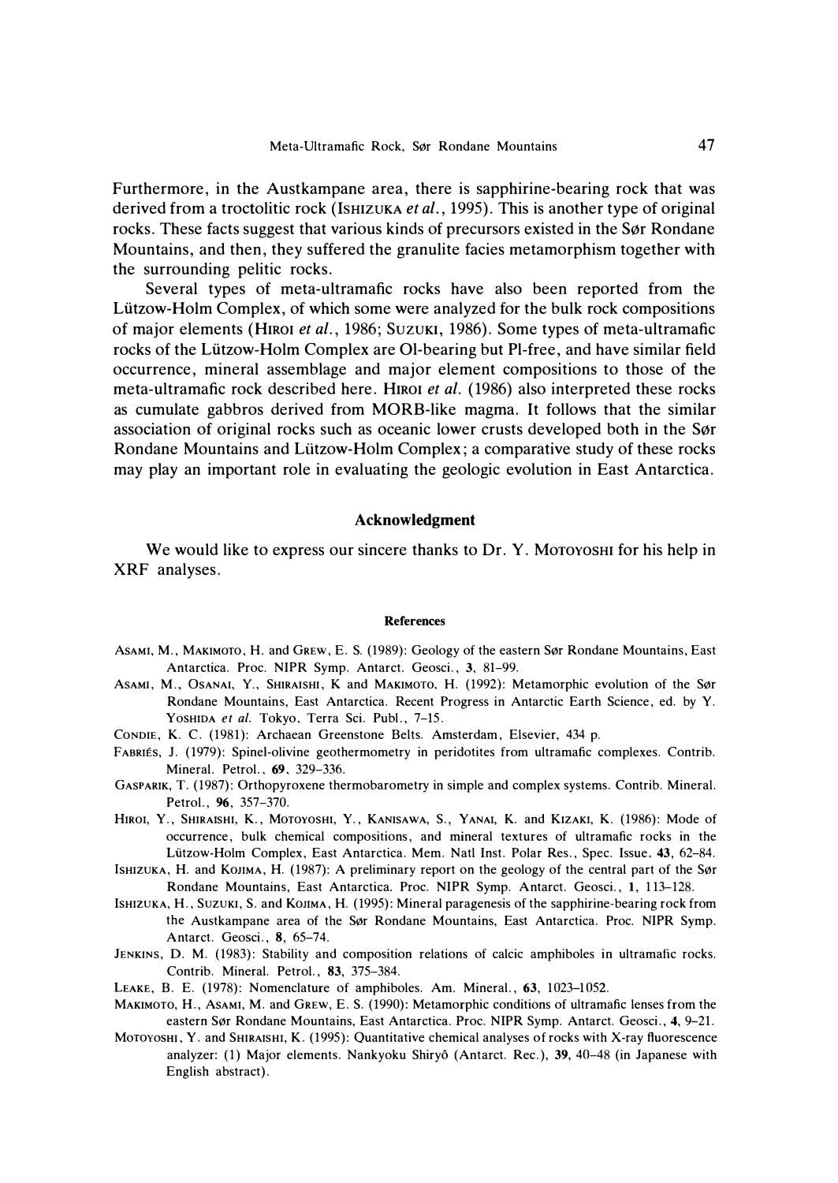Furthermore, in the Austkampane area, there is sapphirine-bearing rock that was derived from a troctolitic rock (Ishizuka *et al.*, 1995). This is another type of original rocks. These facts suggest that various kinds of precursors existed in the Sør Rondane Mountains, and then, they suffered the granulite facies metamorphism together with the surrounding pelitic rocks.

Several types of meta-ultramafic rocks have also been reported from the Lützow-Holm Complex, of which some were analyzed for the bulk rock compositions of major elements (Hiroi *et al.*, 1986; Suzuki, 1986). Some types of meta-ultramafic rocks of the Lützow-Holm Complex are Ol-bearing but Pl-free, and have similar field occurrence, mineral assemblage and major element compositions to those of the meta-ultramafic rock described here. Hiroi *et al.* (1986) also interpreted these rocks as cumulate gabbros derived from MORB-like magma. It follows that the similar association of original rocks such as oceanic lower crusts developed both in the Sør Rondane Mountains and Lützow-Holm Complex; a comparative study of these rocks may play an important role in evaluating the geologic evolution in East Antarctica.

## Acknowledgment

We would like to express our sincere thanks to Dr. Y. Motoyoshi for his help in XRF analyses.

## References

Asami, M., Makimoto, H. and Grew, E. S. (1989): Geology of the eastern Sør Rondane Mountains, East Antarctica. Proc. NIPR Symp. Antarct. Geosci., **3**, 81–99.

Asami, M., Osanai, Y., Shiraishi, K and Makimoto, H. (1992): Metamorphic evolution of the Sør Rondane Mountains, East Antarctica. Recent Progress in Antarctic Earth Science, ed. by Y. Yoshida *et al.* Tokyo, Terra Sci. Publ., 7–15.

Condie, K. C. (1981): Archaean Greenstone Belts. Amsterdam, Elsevier, 434 p.

Fabriés, J. (1979): Spinel-olivine geothermometry in peridotites from ultramafic complexes. Contrib. Mineral. Petrol., **69**, 329–336.

Gasparik, T. (1987): Orthopyroxene thermobarometry in simple and complex systems. Contrib. Mineral. Petrol., **96**, 357–370.

Hiroi, Y., Shiraishi, K., Motoyoshi, Y., Kanisawa, S., Yanai, K. and Kizaki, K. (1986): Mode of occurrence, bulk chemical compositions, and mineral textures of ultramafic rocks in the Lützow-Holm Complex, East Antarctica. Mem. Natl Inst. Polar Res., Spec. Issue, **43**, 62–84.

Ishizuka, H. and Kojima, H. (1987): A preliminary report on the geology of the central part of the Sør Rondane Mountains, East Antarctica. Proc. NIPR Symp. Antarct. Geosci., **1**, 113–128.

Ishizuka, H., Suzuki, S. and Kojima, H. (1995): Mineral paragenesis of the sapphirine-bearing rock from the Austkampane area of the Sør Rondane Mountains, East Antarctica. Proc. NIPR Symp. Antarct. Geosci., **8**, 65–74.

Jenkins, D. M. (1983): Stability and composition relations of calcic amphiboles in ultramafic rocks. Contrib. Mineral. Petrol., **83**, 375–384.

Leake, B. E. (1978): Nomenclature of amphiboles. Am. Mineral., **63**, 1023–1052.

Makimoto, H., Asami, M. and Grew, E. S. (1990): Metamorphic conditions of ultramafic lenses from the eastern Sør Rondane Mountains, East Antarctica. Proc. NIPR Symp. Antarct. Geosci., **4**, 9–21.

Motoyoshi, Y. and Shiraishi, K. (1995): Quantitative chemical analyses of rocks with X-ray fluorescence analyzer: (1) Major elements. Nankyoku Shiryô (Antarct. Rec.), **39**, 40–48 (in Japanese with English abstract).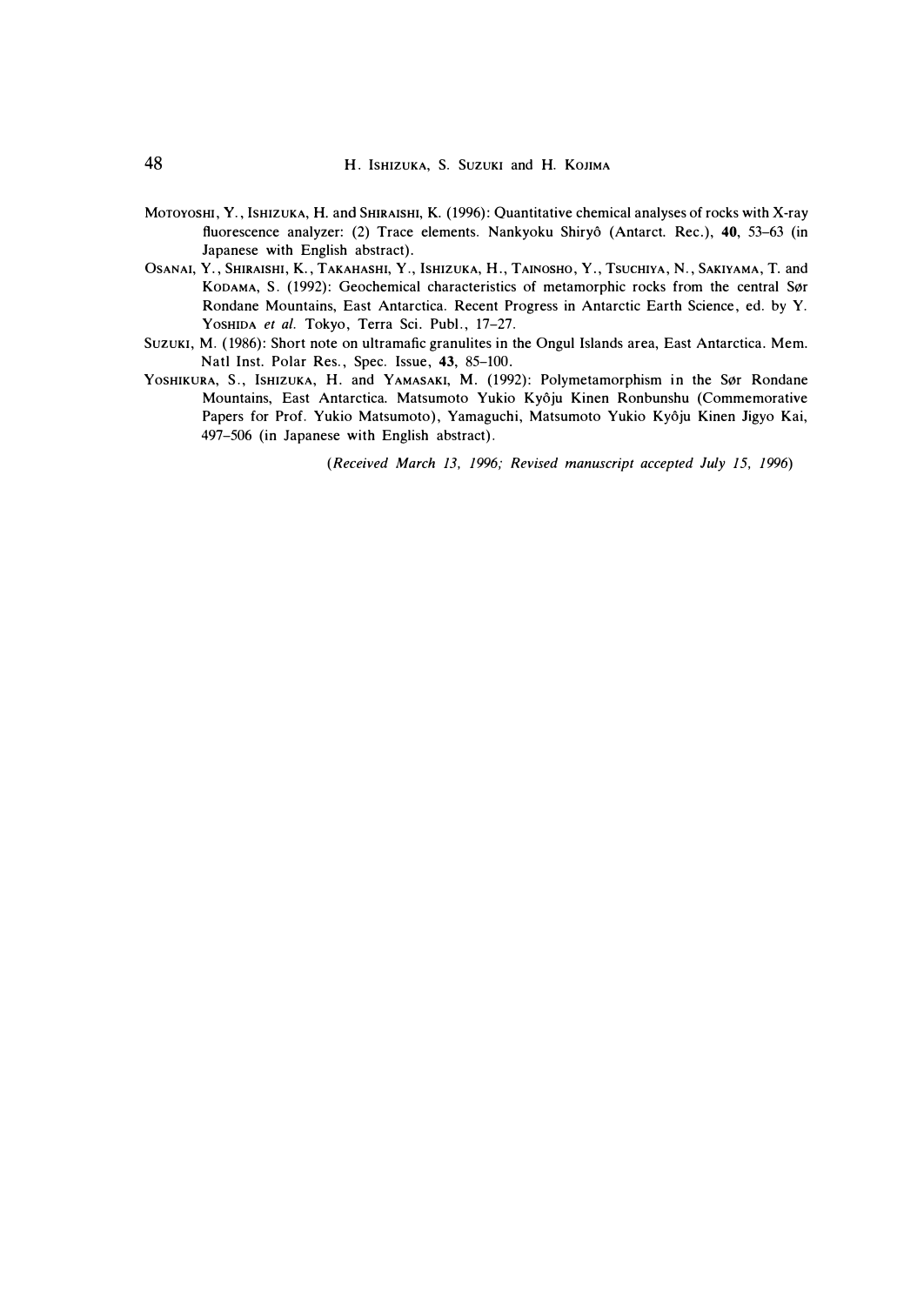MOTOYOSHI, Y., ISHIZUKA, H. and SHIRAISHI, K. (1996): Quantitative chemical analyses of rocks with X-ray fluorescence analyzer: (2) Trace elements. Nankyoku Shiryô (Antarct. Rec.), **40**, 53–63 (in Japanese with English abstract).

OSANAI, Y., SHIRAISHI, K., TAKAHASHI, Y., ISHIZUKA, H., TAINOSHO, Y., TSUCHIYA, N., SAKIYAMA, T. and KODAMA, S. (1992): Geochemical characteristics of metamorphic rocks from the central Sør Rondane Mountains, East Antarctica. Recent Progress in Antarctic Earth Science, ed. by Y. YOSHIDA *et al.* Tokyo, Terra Sci. Publ., 17–27.

SUZUKI, M. (1986): Short note on ultramafic granulites in the Ongul Islands area, East Antarctica. Mem. Natl Inst. Polar Res., Spec. Issue, **43**, 85–100.

YOSHIKURA, S., ISHIZUKA, H. and YAMASAKI, M. (1992): Polymetamorphism in the Sør Rondane Mountains, East Antarctica. Matsumoto Yukio Kyôju Kinen Ronbunshu (Commemorative Papers for Prof. Yukio Matsumoto), Yamaguchi, Matsumoto Yukio Kyôju Kinen Jigyo Kai, 497–506 (in Japanese with English abstract).

*(Received March 13, 1996; Revised manuscript accepted July 15, 1996)*